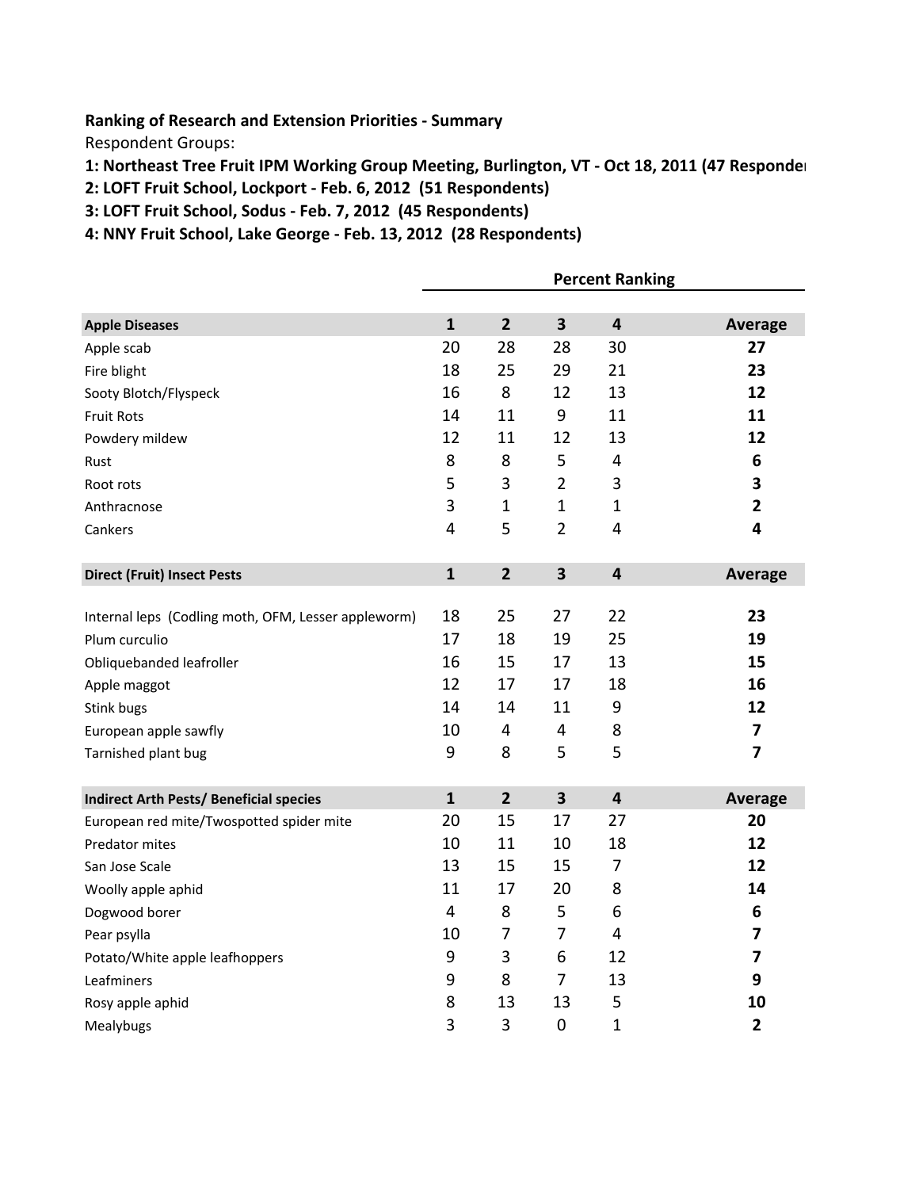**Ranking of Research and Extension Priorities - Summary**

Respondent Groups:

**1: Northeast Tree Fruit IPM Working Group Meeting, Burlington, VT - Oct 18, 2011 (47 Responde**

**2: LOFT Fruit School, Lockport - Feb. 6, 2012 (51 Respondents)**

**3: LOFT Fruit School, Sodus - Feb. 7, 2012 (45 Respondents)**

**4: NNY Fruit School, Lake George - Feb. 13, 2012 (28 Respondents)**

| | Percent Ranking | | | | |
|---|---|---|---|---|---|
| **Apple Diseases** | **1** | **2** | **3** | **4** | **Average** |
| Apple scab | 20 | 28 | 28 | 30 | **27** |
| Fire blight | 18 | 25 | 29 | 21 | **23** |
| Sooty Blotch/Flyspeck | 16 | 8 | 12 | 13 | **12** |
| Fruit Rots | 14 | 11 | 9 | 11 | **11** |
| Powdery mildew | 12 | 11 | 12 | 13 | **12** |
| Rust | 8 | 8 | 5 | 4 | **6** |
| Root rots | 5 | 3 | 2 | 3 | **3** |
| Anthracnose | 3 | 1 | 1 | 1 | **2** |
| Cankers | 4 | 5 | 2 | 4 | **4** |
| **Direct (Fruit) Insect Pests** | **1** | **2** | **3** | **4** | **Average** |
| Internal leps (Codling moth, OFM, Lesser appleworm) | 18 | 25 | 27 | 22 | **23** |
| Plum curculio | 17 | 18 | 19 | 25 | **19** |
| Obliquebanded leafroller | 16 | 15 | 17 | 13 | **15** |
| Apple maggot | 12 | 17 | 17 | 18 | **16** |
| Stink bugs | 14 | 14 | 11 | 9 | **12** |
| European apple sawfly | 10 | 4 | 4 | 8 | **7** |
| Tarnished plant bug | 9 | 8 | 5 | 5 | **7** |
| **Indirect Arth Pests/ Beneficial species** | **1** | **2** | **3** | **4** | **Average** |
| European red mite/Twospotted spider mite | 20 | 15 | 17 | 27 | **20** |
| Predator mites | 10 | 11 | 10 | 18 | **12** |
| San Jose Scale | 13 | 15 | 15 | 7 | **12** |
| Woolly apple aphid | 11 | 17 | 20 | 8 | **14** |
| Dogwood borer | 4 | 8 | 5 | 6 | **6** |
| Pear psylla | 10 | 7 | 7 | 4 | **7** |
| Potato/White apple leafhoppers | 9 | 3 | 6 | 12 | **7** |
| Leafminers | 9 | 8 | 7 | 13 | **9** |
| Rosy apple aphid | 8 | 13 | 13 | 5 | **10** |
| Mealybugs | 3 | 3 | 0 | 1 | **2** |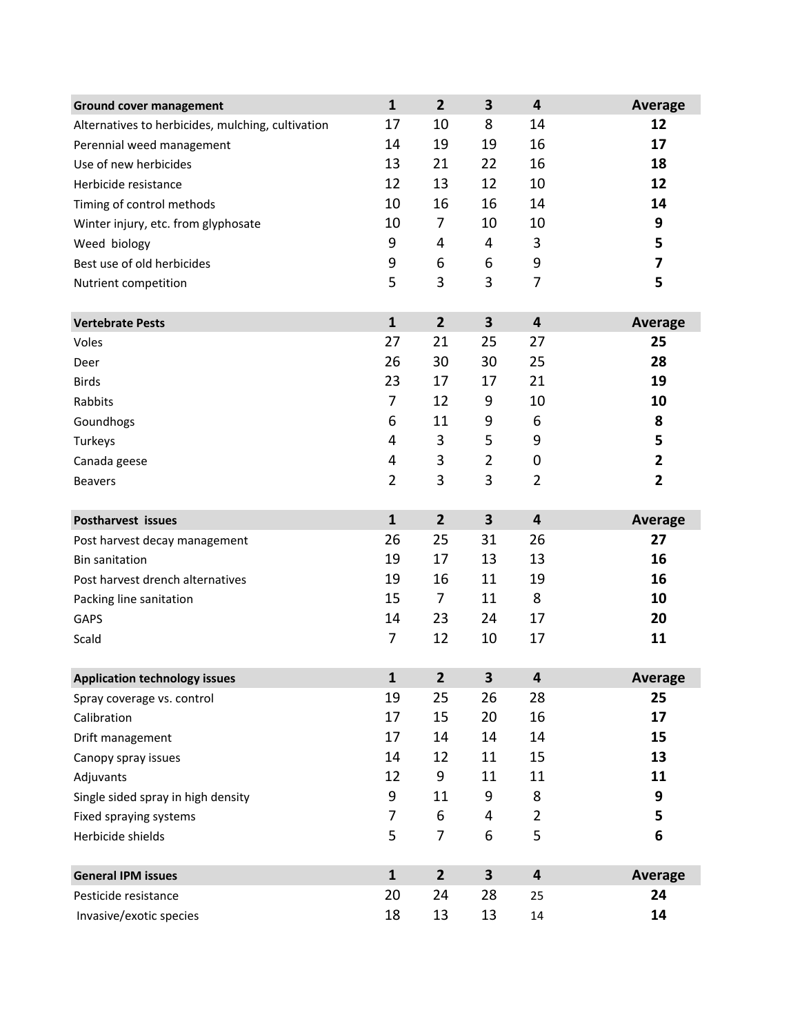| Ground cover management | 1 | 2 | 3 | 4 | Average |
|---|---|---|---|---|---|
| Alternatives to herbicides, mulching, cultivation | 17 | 10 | 8 | 14 | **12** |
| Perennial weed management | 14 | 19 | 19 | 16 | **17** |
| Use of new herbicides | 13 | 21 | 22 | 16 | **18** |
| Herbicide resistance | 12 | 13 | 12 | 10 | **12** |
| Timing of control methods | 10 | 16 | 16 | 14 | **14** |
| Winter injury, etc. from glyphosate | 10 | 7 | 10 | 10 | **9** |
| Weed biology | 9 | 4 | 4 | 3 | **5** |
| Best use of old herbicides | 9 | 6 | 6 | 9 | **7** |
| Nutrient competition | 5 | 3 | 3 | 7 | **5** |

| Vertebrate Pests | 1 | 2 | 3 | 4 | Average |
|---|---|---|---|---|---|
| Voles | 27 | 21 | 25 | 27 | **25** |
| Deer | 26 | 30 | 30 | 25 | **28** |
| Birds | 23 | 17 | 17 | 21 | **19** |
| Rabbits | 7 | 12 | 9 | 10 | **10** |
| Goundhogs | 6 | 11 | 9 | 6 | **8** |
| Turkeys | 4 | 3 | 5 | 9 | **5** |
| Canada geese | 4 | 3 | 2 | 0 | **2** |
| Beavers | 2 | 3 | 3 | 2 | **2** |

| Postharvest issues | 1 | 2 | 3 | 4 | Average |
|---|---|---|---|---|---|
| Post harvest decay management | 26 | 25 | 31 | 26 | **27** |
| Bin sanitation | 19 | 17 | 13 | 13 | **16** |
| Post harvest drench alternatives | 19 | 16 | 11 | 19 | **16** |
| Packing line sanitation | 15 | 7 | 11 | 8 | **10** |
| GAPS | 14 | 23 | 24 | 17 | **20** |
| Scald | 7 | 12 | 10 | 17 | **11** |

| Application technology issues | 1 | 2 | 3 | 4 | Average |
|---|---|---|---|---|---|
| Spray coverage vs. control | 19 | 25 | 26 | 28 | **25** |
| Calibration | 17 | 15 | 20 | 16 | **17** |
| Drift management | 17 | 14 | 14 | 14 | **15** |
| Canopy spray issues | 14 | 12 | 11 | 15 | **13** |
| Adjuvants | 12 | 9 | 11 | 11 | **11** |
| Single sided spray in high density | 9 | 11 | 9 | 8 | **9** |
| Fixed spraying systems | 7 | 6 | 4 | 2 | **5** |
| Herbicide shields | 5 | 7 | 6 | 5 | **6** |

| General IPM issues | 1 | 2 | 3 | 4 | Average |
|---|---|---|---|---|---|
| Pesticide resistance | 20 | 24 | 28 | 25 | **24** |
| Invasive/exotic species | 18 | 13 | 13 | 14 | **14** |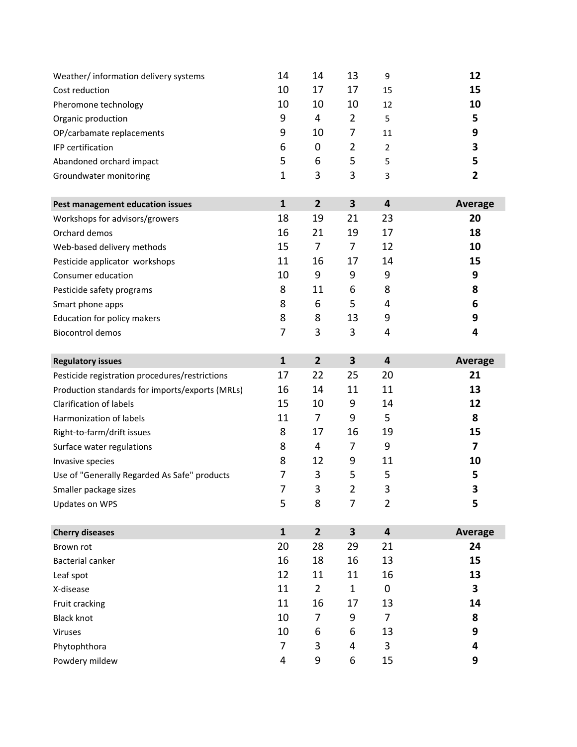| | | | | | |
|---|---|---|---|---|---|
| Weather/ information delivery systems | 14 | 14 | 13 | 9 | **12** |
| Cost reduction | 10 | 17 | 17 | 15 | **15** |
| Pheromone technology | 10 | 10 | 10 | 12 | **10** |
| Organic production | 9 | 4 | 2 | 5 | **5** |
| OP/carbamate replacements | 9 | 10 | 7 | 11 | **9** |
| IFP certification | 6 | 0 | 2 | 2 | **3** |
| Abandoned orchard impact | 5 | 6 | 5 | 5 | **5** |
| Groundwater monitoring | 1 | 3 | 3 | 3 | **2** |

| Pest management education issues | 1 | 2 | 3 | 4 | Average |
|---|---|---|---|---|---|
| Workshops for advisors/growers | 18 | 19 | 21 | 23 | **20** |
| Orchard demos | 16 | 21 | 19 | 17 | **18** |
| Web-based delivery methods | 15 | 7 | 7 | 12 | **10** |
| Pesticide applicator workshops | 11 | 16 | 17 | 14 | **15** |
| Consumer education | 10 | 9 | 9 | 9 | **9** |
| Pesticide safety programs | 8 | 11 | 6 | 8 | **8** |
| Smart phone apps | 8 | 6 | 5 | 4 | **6** |
| Education for policy makers | 8 | 8 | 13 | 9 | **9** |
| Biocontrol demos | 7 | 3 | 3 | 4 | **4** |

| Regulatory issues | 1 | 2 | 3 | 4 | Average |
|---|---|---|---|---|---|
| Pesticide registration procedures/restrictions | 17 | 22 | 25 | 20 | **21** |
| Production standards for imports/exports (MRLs) | 16 | 14 | 11 | 11 | **13** |
| Clarification of labels | 15 | 10 | 9 | 14 | **12** |
| Harmonization of labels | 11 | 7 | 9 | 5 | **8** |
| Right-to-farm/drift issues | 8 | 17 | 16 | 19 | **15** |
| Surface water regulations | 8 | 4 | 7 | 9 | **7** |
| Invasive species | 8 | 12 | 9 | 11 | **10** |
| Use of "Generally Regarded As Safe" products | 7 | 3 | 5 | 5 | **5** |
| Smaller package sizes | 7 | 3 | 2 | 3 | **3** |
| Updates on WPS | 5 | 8 | 7 | 2 | **5** |

| Cherry diseases | 1 | 2 | 3 | 4 | Average |
|---|---|---|---|---|---|
| Brown rot | 20 | 28 | 29 | 21 | **24** |
| Bacterial canker | 16 | 18 | 16 | 13 | **15** |
| Leaf spot | 12 | 11 | 11 | 16 | **13** |
| X-disease | 11 | 2 | 1 | 0 | **3** |
| Fruit cracking | 11 | 16 | 17 | 13 | **14** |
| Black knot | 10 | 7 | 9 | 7 | **8** |
| Viruses | 10 | 6 | 6 | 13 | **9** |
| Phytophthora | 7 | 3 | 4 | 3 | **4** |
| Powdery mildew | 4 | 9 | 6 | 15 | **9** |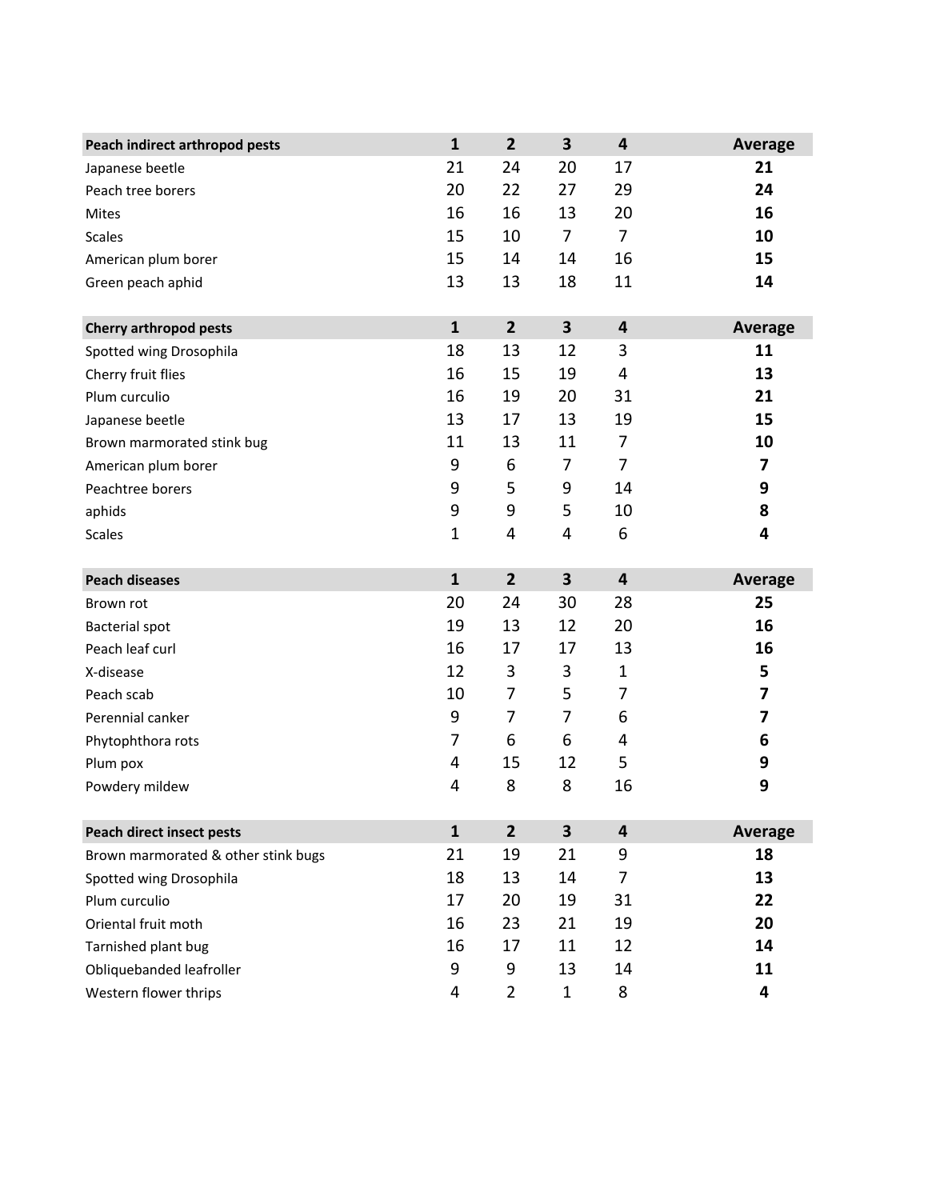| Peach indirect arthropod pests | 1 | 2 | 3 | 4 | Average |
| --- | --- | --- | --- | --- | --- |
| Japanese beetle | 21 | 24 | 20 | 17 | **21** |
| Peach tree borers | 20 | 22 | 27 | 29 | **24** |
| Mites | 16 | 16 | 13 | 20 | **16** |
| Scales | 15 | 10 | 7 | 7 | **10** |
| American plum borer | 15 | 14 | 14 | 16 | **15** |
| Green peach aphid | 13 | 13 | 18 | 11 | **14** |

| Cherry arthropod pests | 1 | 2 | 3 | 4 | Average |
| --- | --- | --- | --- | --- | --- |
| Spotted wing Drosophila | 18 | 13 | 12 | 3 | **11** |
| Cherry fruit flies | 16 | 15 | 19 | 4 | **13** |
| Plum curculio | 16 | 19 | 20 | 31 | **21** |
| Japanese beetle | 13 | 17 | 13 | 19 | **15** |
| Brown marmorated stink bug | 11 | 13 | 11 | 7 | **10** |
| American plum borer | 9 | 6 | 7 | 7 | **7** |
| Peachtree borers | 9 | 5 | 9 | 14 | **9** |
| aphids | 9 | 9 | 5 | 10 | **8** |
| Scales | 1 | 4 | 4 | 6 | **4** |

| Peach diseases | 1 | 2 | 3 | 4 | Average |
| --- | --- | --- | --- | --- | --- |
| Brown rot | 20 | 24 | 30 | 28 | **25** |
| Bacterial spot | 19 | 13 | 12 | 20 | **16** |
| Peach leaf curl | 16 | 17 | 17 | 13 | **16** |
| X-disease | 12 | 3 | 3 | 1 | **5** |
| Peach scab | 10 | 7 | 5 | 7 | **7** |
| Perennial canker | 9 | 7 | 7 | 6 | **7** |
| Phytophthora rots | 7 | 6 | 6 | 4 | **6** |
| Plum pox | 4 | 15 | 12 | 5 | **9** |
| Powdery mildew | 4 | 8 | 8 | 16 | **9** |

| Peach direct insect pests | 1 | 2 | 3 | 4 | Average |
| --- | --- | --- | --- | --- | --- |
| Brown marmorated & other stink bugs | 21 | 19 | 21 | 9 | **18** |
| Spotted wing Drosophila | 18 | 13 | 14 | 7 | **13** |
| Plum curculio | 17 | 20 | 19 | 31 | **22** |
| Oriental fruit moth | 16 | 23 | 21 | 19 | **20** |
| Tarnished plant bug | 16 | 17 | 11 | 12 | **14** |
| Obliquebanded leafroller | 9 | 9 | 13 | 14 | **11** |
| Western flower thrips | 4 | 2 | 1 | 8 | **4** |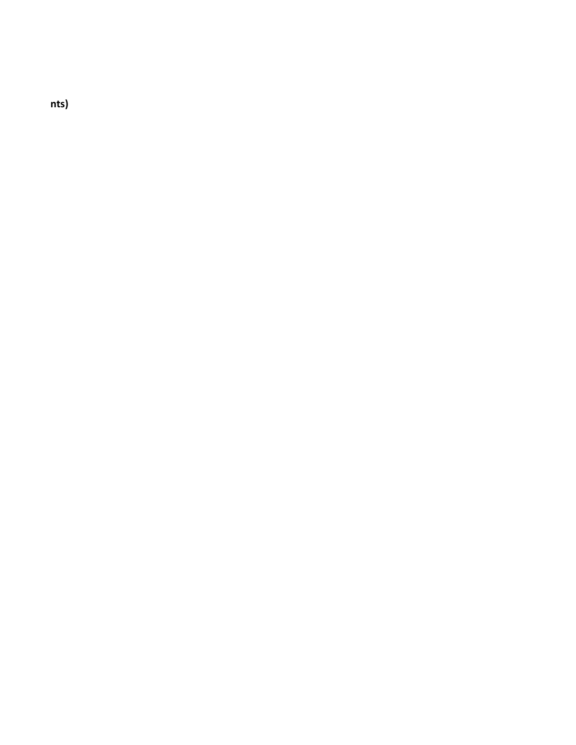**nts)**